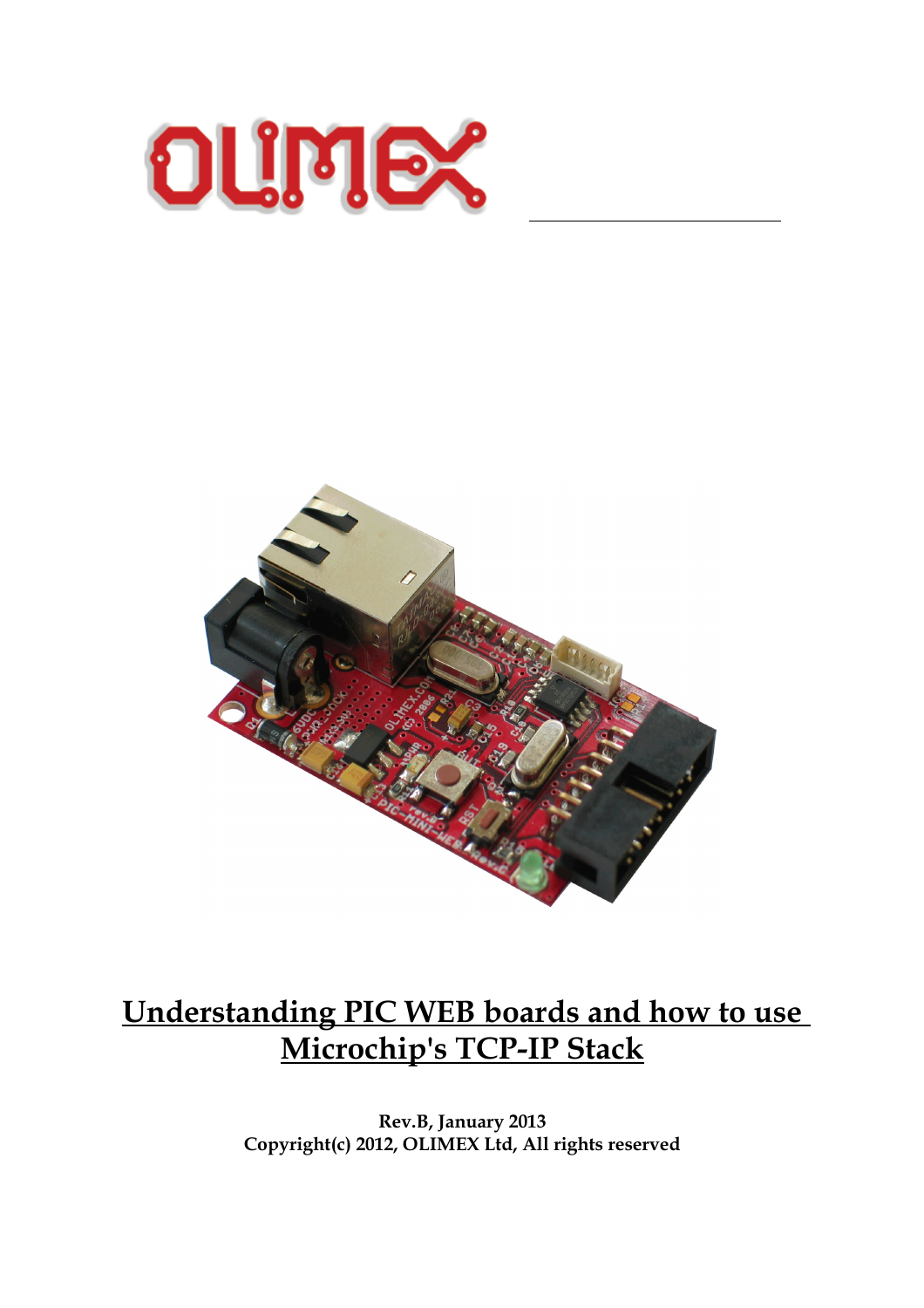# Understanding PIC WEB boards and how to use Microchip's TCP-IP Stack

**Rev.B, January 2013**
**Copyright(c) 2012, OLIMEX Ltd, All rights reserved**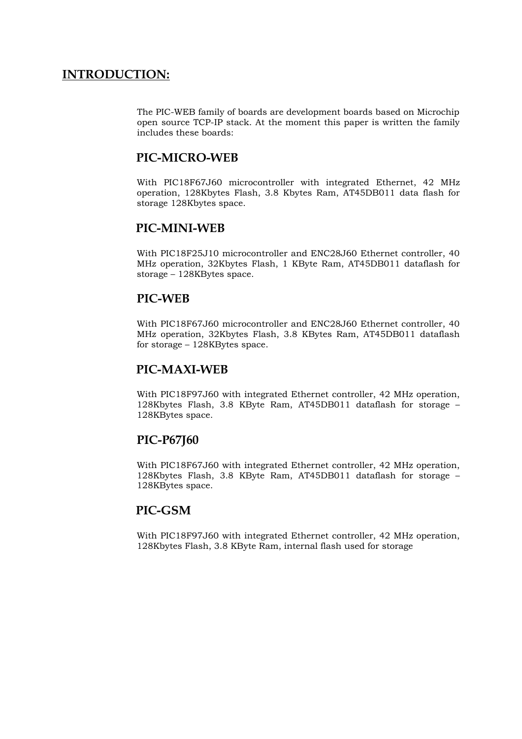## INTRODUCTION:

The PIC-WEB family of boards are development boards based on Microchip open source TCP-IP stack. At the moment this paper is written the family includes these boards:

### PIC-MICRO-WEB

With PIC18F67J60 microcontroller with integrated Ethernet, 42 MHz operation, 128Kbytes Flash, 3.8 Kbytes Ram, AT45DB011 data flash for storage 128Kbytes space.

### PIC-MINI-WEB

With PIC18F25J10 microcontroller and ENC28J60 Ethernet controller, 40 MHz operation, 32Kbytes Flash, 1 KByte Ram, AT45DB011 dataflash for storage – 128KBytes space.

### PIC-WEB

With PIC18F67J60 microcontroller and ENC28J60 Ethernet controller, 40 MHz operation, 32Kbytes Flash, 3.8 KBytes Ram, AT45DB011 dataflash for storage – 128KBytes space.

### PIC-MAXI-WEB

With PIC18F97J60 with integrated Ethernet controller, 42 MHz operation, 128Kbytes Flash, 3.8 KByte Ram, AT45DB011 dataflash for storage – 128KBytes space.

### PIC-P67J60

With PIC18F67J60 with integrated Ethernet controller, 42 MHz operation, 128Kbytes Flash, 3.8 KByte Ram, AT45DB011 dataflash for storage – 128KBytes space.

### PIC-GSM

With PIC18F97J60 with integrated Ethernet controller, 42 MHz operation, 128Kbytes Flash, 3.8 KByte Ram, internal flash used for storage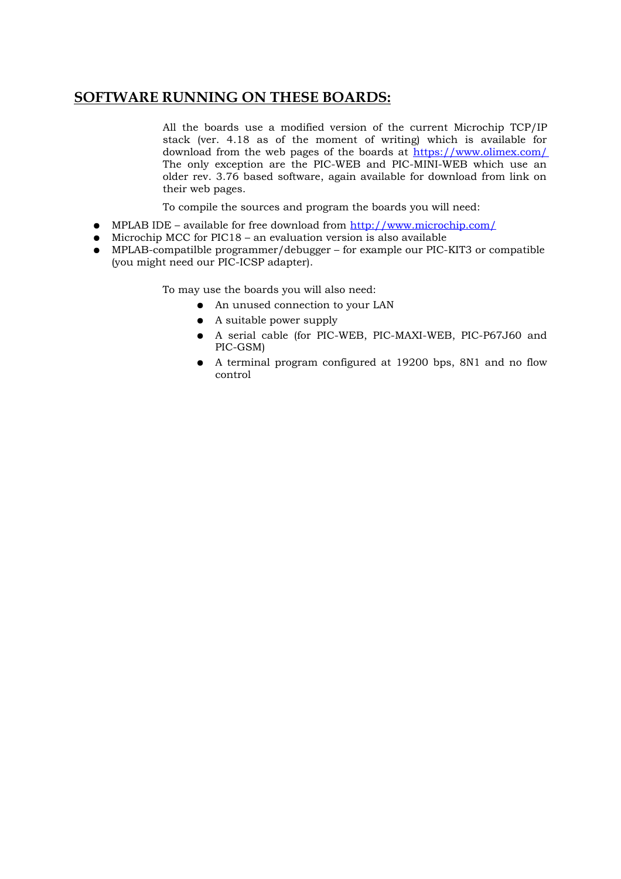## SOFTWARE RUNNING ON THESE BOARDS:

All the boards use a modified version of the current Microchip TCP/IP stack (ver. 4.18 as of the moment of writing) which is available for download from the web pages of the boards at https://www.olimex.com/ The only exception are the PIC-WEB and PIC-MINI-WEB which use an older rev. 3.76 based software, again available for download from link on their web pages.

To compile the sources and program the boards you will need:

- MPLAB IDE – available for free download from http://www.microchip.com/
- Microchip MCC for PIC18 – an evaluation version is also available
- MPLAB-compatilble programmer/debugger – for example our PIC-KIT3 or compatible (you might need our PIC-ICSP adapter).

To may use the boards you will also need:

- An unused connection to your LAN
- A suitable power supply
- A serial cable (for PIC-WEB, PIC-MAXI-WEB, PIC-P67J60 and PIC-GSM)
- A terminal program configured at 19200 bps, 8N1 and no flow control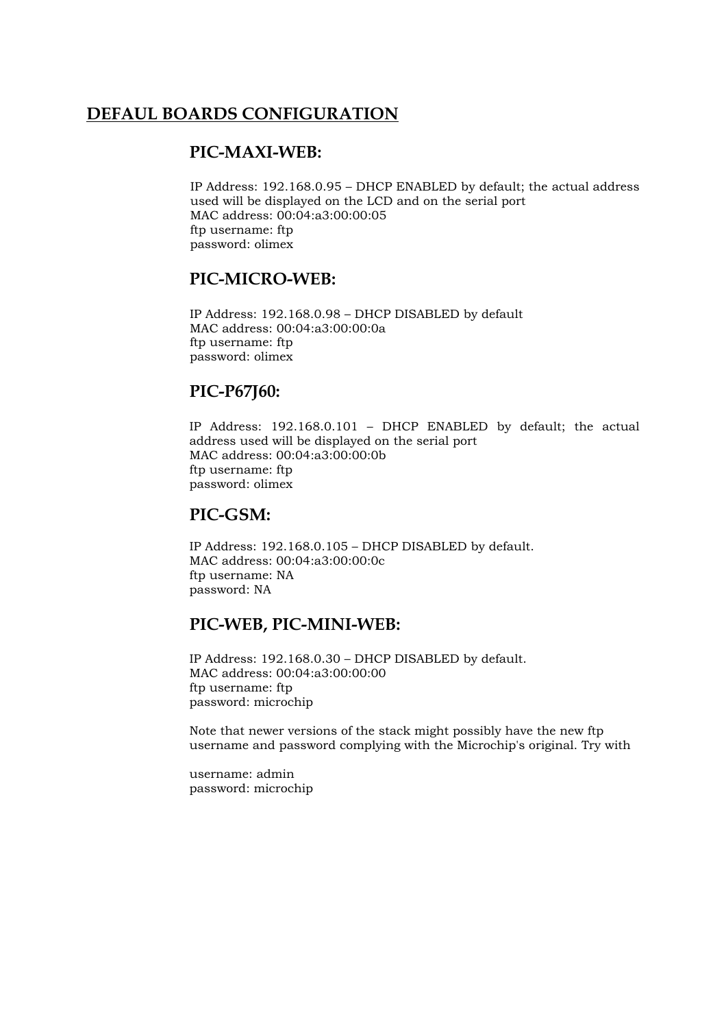# DEFAUL BOARDS CONFIGURATION

## PIC-MAXI-WEB:

IP Address: 192.168.0.95 – DHCP ENABLED by default; the actual address used will be displayed on the LCD and on the serial port  
MAC address: 00:04:a3:00:00:05  
ftp username: ftp  
password: olimex

## PIC-MICRO-WEB:

IP Address: 192.168.0.98 – DHCP DISABLED by default  
MAC address: 00:04:a3:00:00:0a  
ftp username: ftp  
password: olimex

## PIC-P67J60:

IP Address: 192.168.0.101 – DHCP ENABLED by default; the actual address used will be displayed on the serial port  
MAC address: 00:04:a3:00:00:0b  
ftp username: ftp  
password: olimex

## PIC-GSM:

IP Address: 192.168.0.105 – DHCP DISABLED by default.  
MAC address: 00:04:a3:00:00:0c  
ftp username: NA  
password: NA

## PIC-WEB, PIC-MINI-WEB:

IP Address: 192.168.0.30 – DHCP DISABLED by default.  
MAC address: 00:04:a3:00:00:00  
ftp username: ftp  
password: microchip

Note that newer versions of the stack might possibly have the new ftp username and password complying with the Microchip's original. Try with

username: admin  
password: microchip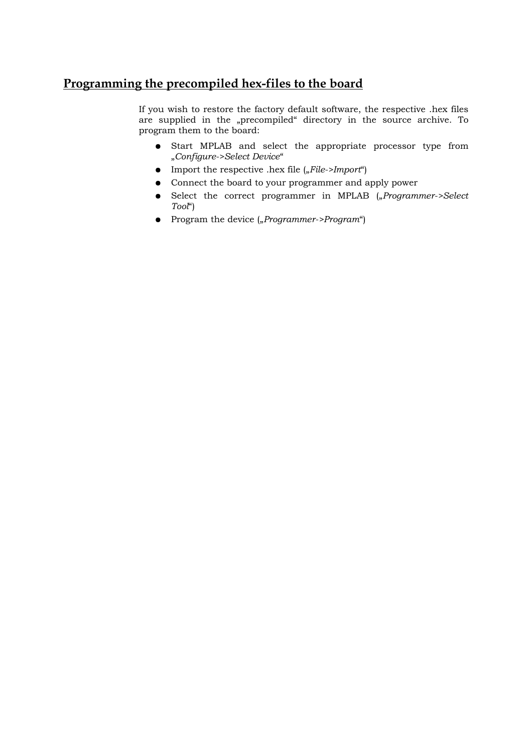## Programming the precompiled hex-files to the board

If you wish to restore the factory default software, the respective .hex files are supplied in the „precompiled“ directory in the source archive. To program them to the board:

- Start MPLAB and select the appropriate processor type from „*Configure->Select Device*“
- Import the respective .hex file („*File->Import*“)
- Connect the board to your programmer and apply power
- Select the correct programmer in MPLAB („*Programmer->Select Tool*“)
- Program the device („*Programmer->Program*“)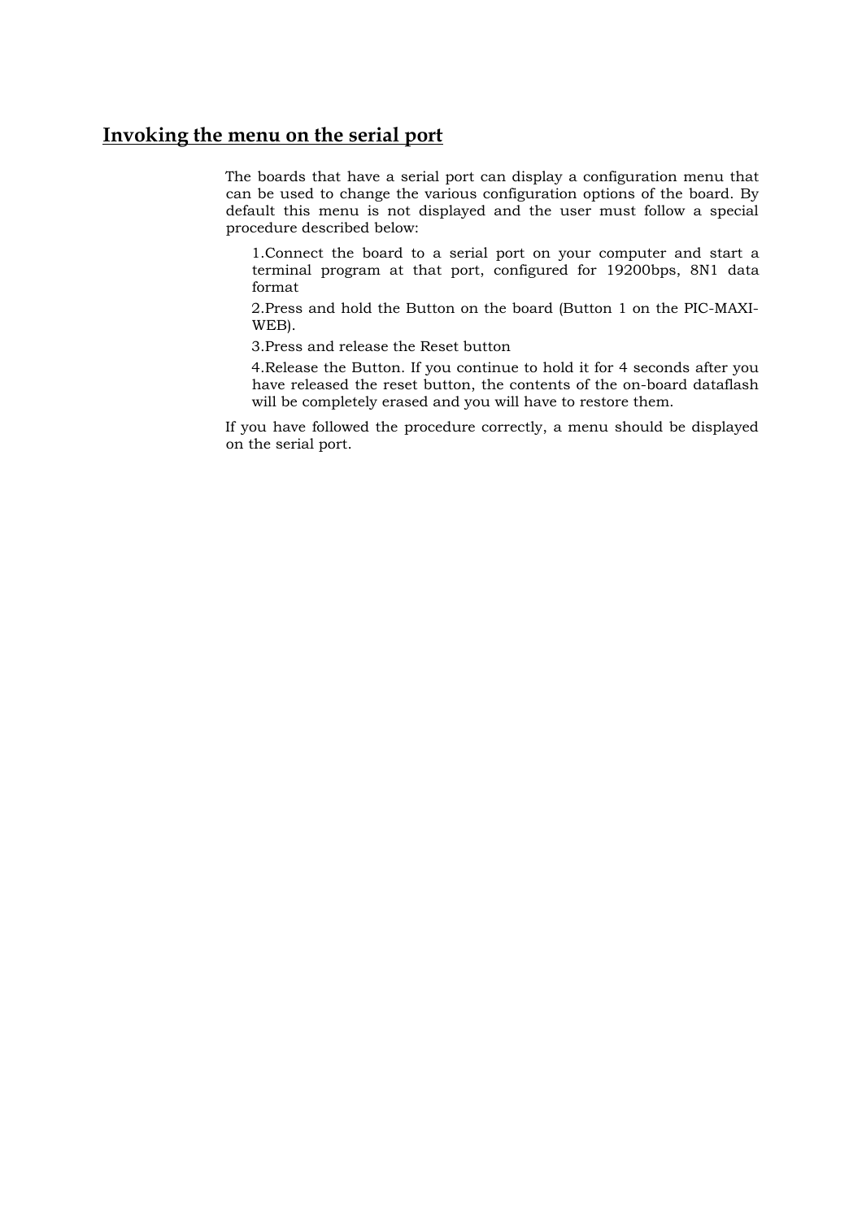## Invoking the menu on the serial port

The boards that have a serial port can display a configuration menu that can be used to change the various configuration options of the board. By default this menu is not displayed and the user must follow a special procedure described below:

1. Connect the board to a serial port on your computer and start a terminal program at that port, configured for 19200bps, 8N1 data format
2. Press and hold the Button on the board (Button 1 on the PIC-MAXI-WEB).
3. Press and release the Reset button
4. Release the Button. If you continue to hold it for 4 seconds after you have released the reset button, the contents of the on-board dataflash will be completely erased and you will have to restore them.

If you have followed the procedure correctly, a menu should be displayed on the serial port.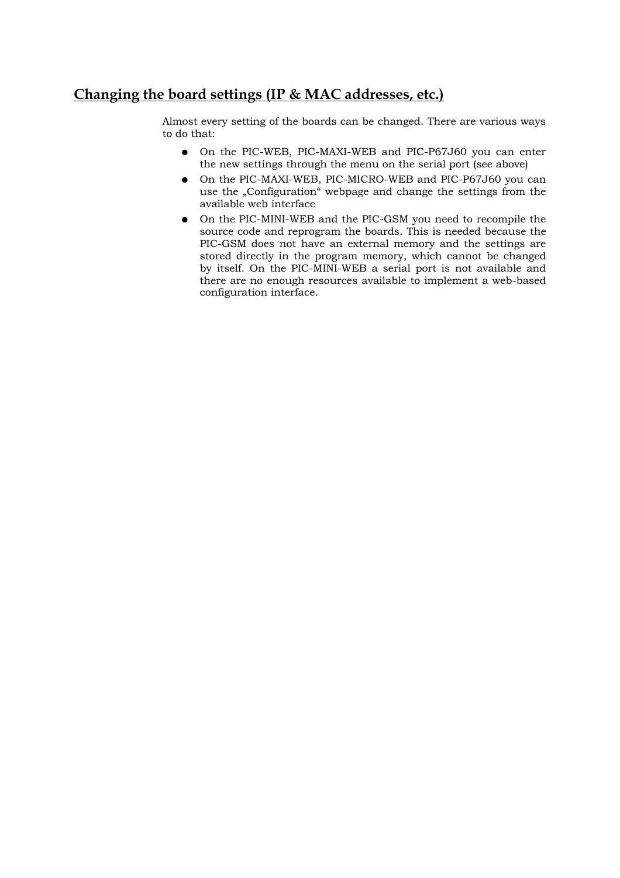## Changing the board settings (IP & MAC addresses, etc.)

Almost every setting of the boards can be changed. There are various ways to do that:

- On the PIC-WEB, PIC-MAXI-WEB and PIC-P67J60 you can enter the new settings through the menu on the serial port (see above)
- On the PIC-MAXI-WEB, PIC-MICRO-WEB and PIC-P67J60 you can use the „Configuration“ webpage and change the settings from the available web interface
- On the PIC-MINI-WEB and the PIC-GSM you need to recompile the source code and reprogram the boards. This is needed because the PIC-GSM does not have an external memory and the settings are stored directly in the program memory, which cannot be changed by itself. On the PIC-MINI-WEB a serial port is not available and there are no enough resources available to implement a web-based configuration interface.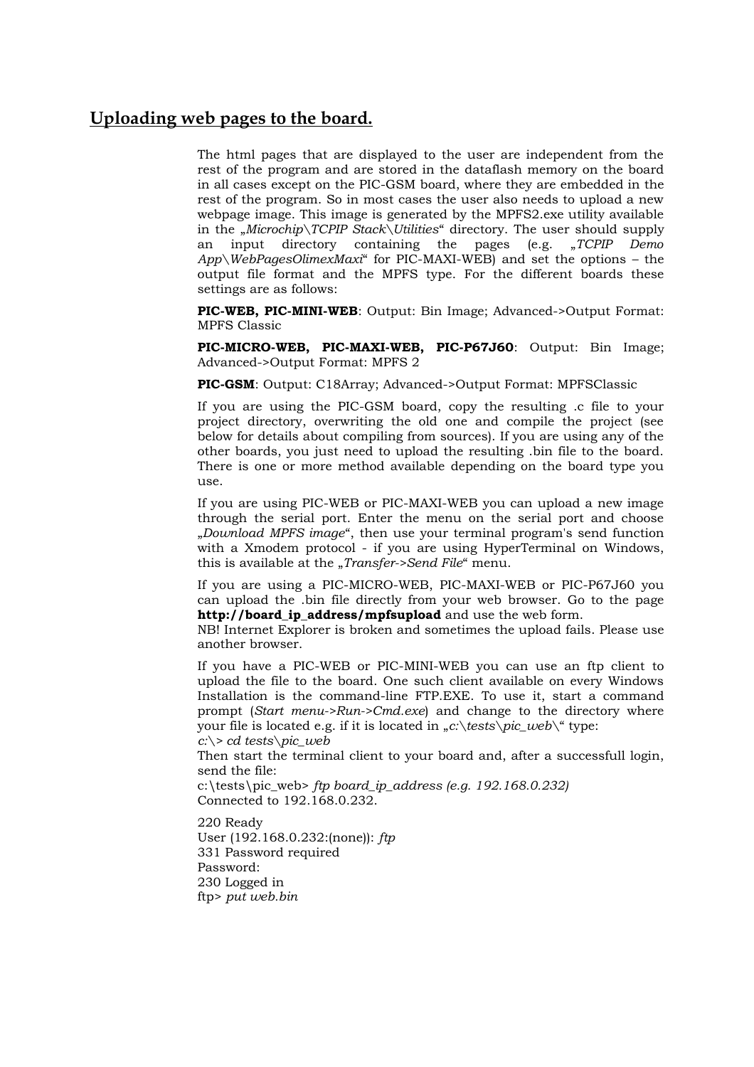## Uploading web pages to the board.

The html pages that are displayed to the user are independent from the rest of the program and are stored in the dataflash memory on the board in all cases except on the PIC-GSM board, where they are embedded in the rest of the program. So in most cases the user also needs to upload a new webpage image. This image is generated by the MPFS2.exe utility available in the „*Microchip\TCPIP Stack\Utilities*“ directory. The user should supply an input directory containing the pages (e.g. „*TCPIP Demo App\WebPagesOlimexMaxi*“ for PIC-MAXI-WEB) and set the options – the output file format and the MPFS type. For the different boards these settings are as follows:

**PIC-WEB, PIC-MINI-WEB**: Output: Bin Image; Advanced->Output Format: MPFS Classic

**PIC-MICRO-WEB, PIC-MAXI-WEB, PIC-P67J60**: Output: Bin Image; Advanced->Output Format: MPFS 2

**PIC-GSM**: Output: C18Array; Advanced->Output Format: MPFSClassic

If you are using the PIC-GSM board, copy the resulting .c file to your project directory, overwriting the old one and compile the project (see below for details about compiling from sources). If you are using any of the other boards, you just need to upload the resulting .bin file to the board. There is one or more method available depending on the board type you use.

If you are using PIC-WEB or PIC-MAXI-WEB you can upload a new image through the serial port. Enter the menu on the serial port and choose „*Download MPFS image*“, then use your terminal program's send function with a Xmodem protocol - if you are using HyperTerminal on Windows, this is available at the „*Transfer->Send File*“ menu.

If you are using a PIC-MICRO-WEB, PIC-MAXI-WEB or PIC-P67J60 you can upload a .bin file directly from your web browser. Go to the page **http://board_ip_address/mpfsupload** and use the web form.
NB! Internet Explorer is broken and sometimes the upload fails. Please use another browser.

If you have a PIC-WEB or PIC-MINI-WEB you can use an ftp client to upload the file to the board. One such client available on every Windows Installation is the command-line FTP.EXE. To use it, start a command prompt (*Start menu->Run->Cmd.exe*) and change to the directory where your file is located e.g. if it is located in „*c:\tests\pic_web\*“ type:
*c:\> cd tests\pic_web*
Then start the terminal client to your board and, after a successfull login, send the file:
c:\tests\pic_web> *ftp board_ip_address (e.g. 192.168.0.232)*
Connected to 192.168.0.232.

220 Ready
User (192.168.0.232:(none)): *ftp*
331 Password required
Password:
230 Logged in
ftp> *put web.bin*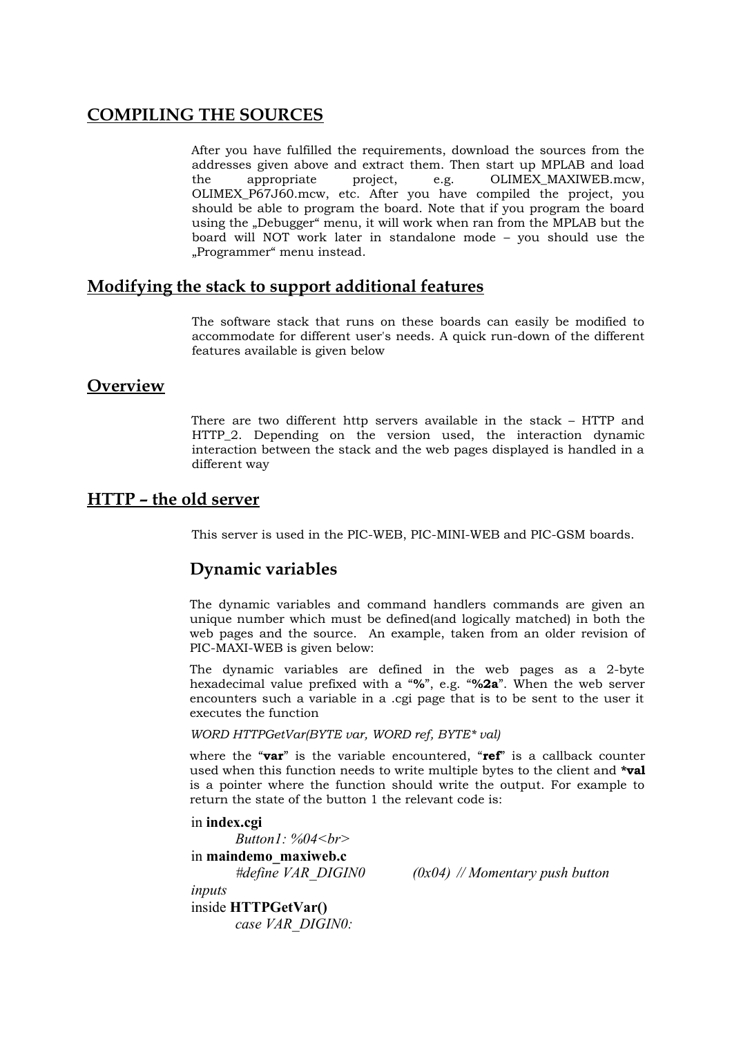## COMPILING THE SOURCES

After you have fulfilled the requirements, download the sources from the addresses given above and extract them. Then start up MPLAB and load the appropriate project, e.g. OLIMEX_MAXIWEB.mcw, OLIMEX_P67J60.mcw, etc. After you have compiled the project, you should be able to program the board. Note that if you program the board using the „Debugger“ menu, it will work when ran from the MPLAB but the board will NOT work later in standalone mode – you should use the „Programmer“ menu instead.

## Modifying the stack to support additional features

The software stack that runs on these boards can easily be modified to accommodate for different user's needs. A quick run-down of the different features available is given below

## Overview

There are two different http servers available in the stack – HTTP and HTTP_2. Depending on the version used, the interaction dynamic interaction between the stack and the web pages displayed is handled in a different way

## HTTP – the old server

This server is used in the PIC-WEB, PIC-MINI-WEB and PIC-GSM boards.

### Dynamic variables

The dynamic variables and command handlers commands are given an unique number which must be defined(and logically matched) in both the web pages and the source. An example, taken from an older revision of PIC-MAXI-WEB is given below:

The dynamic variables are defined in the web pages as a 2-byte hexadecimal value prefixed with a “**%**”, e.g. “**%2a**”. When the web server encounters such a variable in a .cgi page that is to be sent to the user it executes the function

*WORD HTTPGetVar(BYTE var, WORD ref, BYTE* val)*

where the “**var**” is the variable encountered, “**ref**” is a callback counter used when this function needs to write multiple bytes to the client and ***val** is a pointer where the function should write the output. For example to return the state of the button 1 the relevant code is:

in **index.cgi**

*Button1: %04<br>*

in **maindemo_maxiweb.c**

*#define VAR_DIGIN0 (0x04) // Momentary push button inputs*

inside **HTTPGetVar()**

*case VAR_DIGIN0:*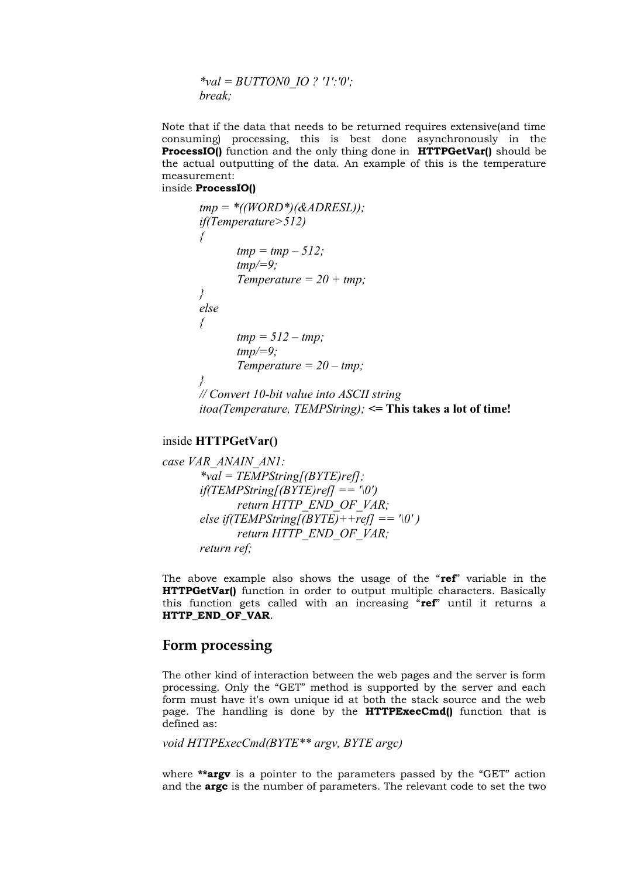```
*val = BUTTON0_IO ? '1':'0';
break;
```

Note that if the data that needs to be returned requires extensive(and time consuming) processing, this is best done asynchronously in the **ProcessIO()** function and the only thing done in **HTTPGetVar()** should be the actual outputting of the data. An example of this is the temperature measurement:

inside **ProcessIO()**

```
tmp = *((WORD*)(&ADRESL));
if(Temperature>512)
{
        tmp = tmp – 512;
        tmp/=9;
        Temperature = 20 + tmp;
}
else
{
        tmp = 512 – tmp;
        tmp/=9;
        Temperature = 20 – tmp;
}
// Convert 10-bit value into ASCII string
itoa(Temperature, TEMPString); <= This takes a lot of time!
```

inside **HTTPGetVar()**

```
case VAR_ANAIN_AN1:
        *val = TEMPString[(BYTE)ref];
        if(TEMPString[(BYTE)ref] == '\0')
                return HTTP_END_OF_VAR;
        else if(TEMPString[(BYTE)++ref] == '\0' )
                return HTTP_END_OF_VAR;
        return ref;
```

The above example also shows the usage of the "**ref**" variable in the **HTTPGetVar()** function in order to output multiple characters. Basically this function gets called with an increasing "**ref**" until it returns a **HTTP_END_OF_VAR**.

## Form processing

The other kind of interaction between the web pages and the server is form processing. Only the "GET" method is supported by the server and each form must have it's own unique id at both the stack source and the web page. The handling is done by the **HTTPExecCmd()** function that is defined as:

*void HTTPExecCmd(BYTE** argv, BYTE argc)*

where ****argv** is a pointer to the parameters passed by the "GET" action and the **argc** is the number of parameters. The relevant code to set the two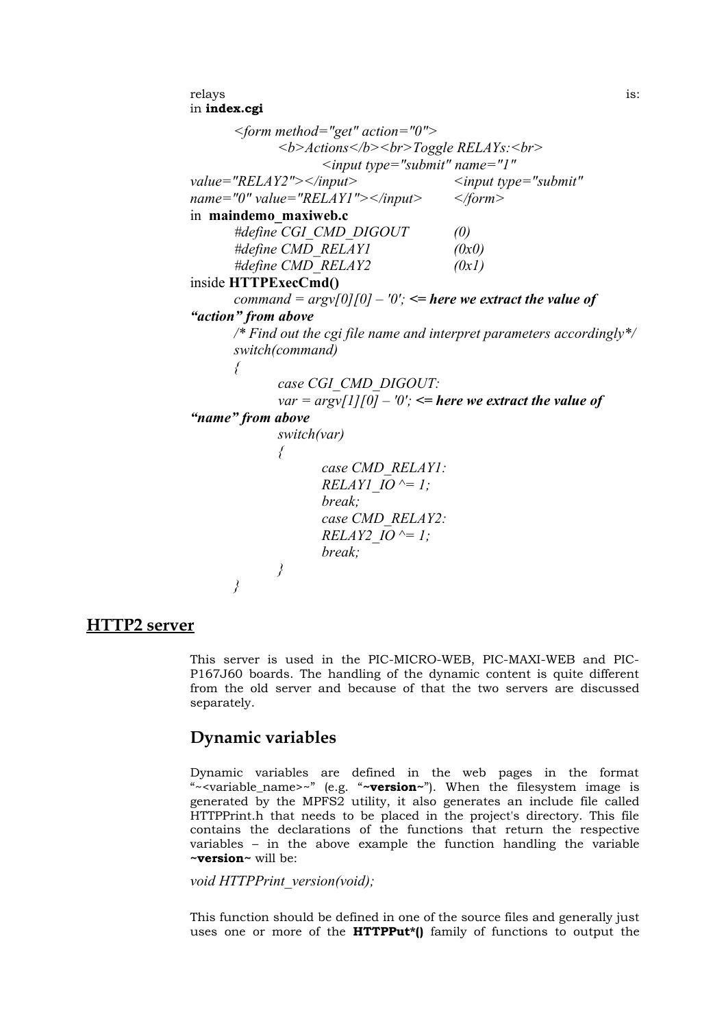relays is:
in **index.cgi**

```
<form method="get" action="0">
        <b>Actions</b><br>Toggle RELAYs:<br>
                <input type="submit" name="1"
value="RELAY2"></input>                <input type="submit"
name="0" value="RELAY1"></input>        </form>
```

in **maindemo_maxiweb.c**

```
#define CGI_CMD_DIGOUT          (0)
#define CMD_RELAY1              (0x0)
#define CMD_RELAY2              (0x1)
```

inside **HTTPExecCmd()**

```
command = argv[0][0] – '0'; <= here we extract the value of "action" from above
/* Find out the cgi file name and interpret parameters accordingly*/
switch(command)
{
        case CGI_CMD_DIGOUT:
        var = argv[1][0] – '0'; <= here we extract the value of "name" from above
        switch(var)
        {
                case CMD_RELAY1:
                RELAY1_IO ^= 1;
                break;
                case CMD_RELAY2:
                RELAY2_IO ^= 1;
                break;
        }
}
```

## HTTP2 server

This server is used in the PIC-MICRO-WEB, PIC-MAXI-WEB and PIC-P167J60 boards. The handling of the dynamic content is quite different from the old server and because of that the two servers are discussed separately.

### Dynamic variables

Dynamic variables are defined in the web pages in the format "~<variable_name>~" (e.g. "**~version~**"). When the filesystem image is generated by the MPFS2 utility, it also generates an include file called HTTPPrint.h that needs to be placed in the project's directory. This file contains the declarations of the functions that return the respective variables – in the above example the function handling the variable **~version~** will be:

*void HTTPPrint_version(void);*

This function should be defined in one of the source files and generally just uses one or more of the **HTTPPut*()** family of functions to output the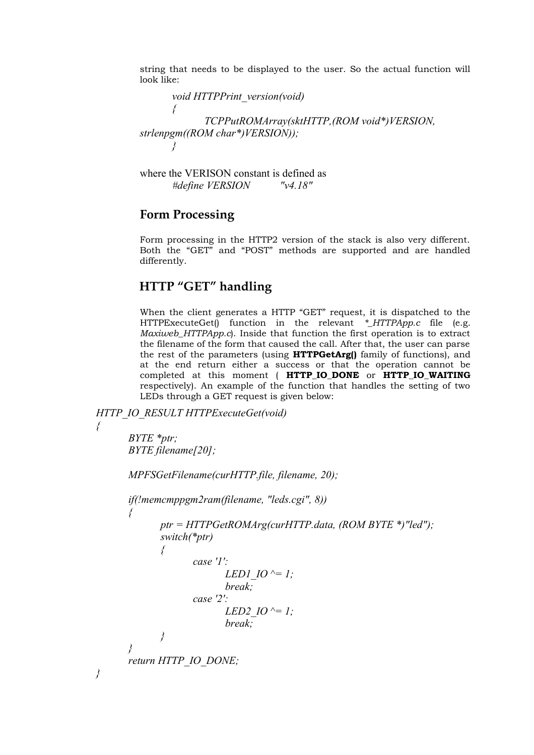string that needs to be displayed to the user. So the actual function will look like:

```
void HTTPPrint_version(void)
{
        TCPPutROMArray(sktHTTP,(ROM void*)VERSION,
strlenpgm((ROM char*)VERSION));
}
```

where the VERISON constant is defined as

```
#define VERSION       "v4.18"
```

## Form Processing

Form processing in the HTTP2 version of the stack is also very different. Both the “GET” and “POST” methods are supported and are handled differently.

## HTTP “GET” handling

When the client generates a HTTP “GET” request, it is dispatched to the HTTPExecuteGet() function in the relevant *_HTTPApp.c* file (e.g. *Maxiweb_HTTPApp.c*). Inside that function the first operation is to extract the filename of the form that caused the call. After that, the user can parse the rest of the parameters (using **HTTPGetArg()** family of functions), and at the end return either a success or that the operation cannot be completed at this moment ( **HTTP_IO_DONE** or **HTTP_IO_WAITING** respectively). An example of the function that handles the setting of two LEDs through a GET request is given below:

```
HTTP_IO_RESULT HTTPExecuteGet(void)
{
        BYTE *ptr;
        BYTE filename[20];

        MPFSGetFilename(curHTTP.file, filename, 20);

        if(!memcmppgm2ram(filename, "leds.cgi", 8))
        {
                ptr = HTTPGetROMArg(curHTTP.data, (ROM BYTE *)"led");
                switch(*ptr)
                {
                        case '1':
                                LED1_IO ^= 1;
                                break;
                        case '2':
                                LED2_IO ^= 1;
                                break;
                }
        }
        return HTTP_IO_DONE;
}
```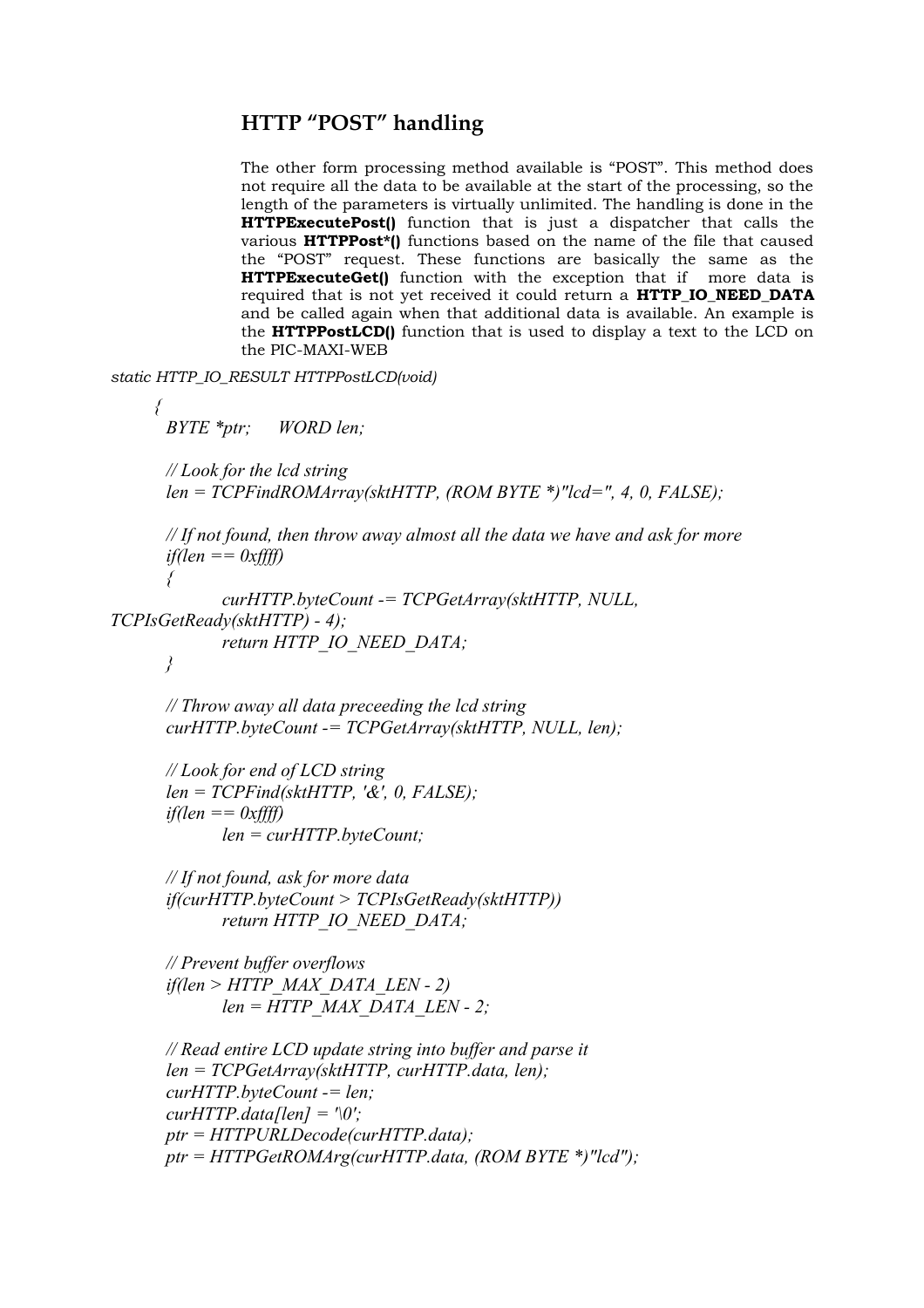## HTTP "POST" handling

The other form processing method available is "POST". This method does not require all the data to be available at the start of the processing, so the length of the parameters is virtually unlimited. The handling is done in the **HTTPExecutePost()** function that is just a dispatcher that calls the various **HTTPPost\*()** functions based on the name of the file that caused the "POST" request. These functions are basically the same as the **HTTPExecuteGet()** function with the exception that if more data is required that is not yet received it could return a **HTTP_IO_NEED_DATA** and be called again when that additional data is available. An example is the **HTTPPostLCD()** function that is used to display a text to the LCD on the PIC-MAXI-WEB

```
static HTTP_IO_RESULT HTTPPostLCD(void)
    {
        BYTE *ptr;      WORD len;

        // Look for the lcd string
        len = TCPFindROMArray(sktHTTP, (ROM BYTE *)"lcd=", 4, 0, FALSE);

        // If not found, then throw away almost all the data we have and ask for more
        if(len == 0xffff)
        {
                curHTTP.byteCount -= TCPGetArray(sktHTTP, NULL,
TCPIsGetReady(sktHTTP) - 4);
                return HTTP_IO_NEED_DATA;
        }

        // Throw away all data preceeding the lcd string
        curHTTP.byteCount -= TCPGetArray(sktHTTP, NULL, len);

        // Look for end of LCD string
        len = TCPFind(sktHTTP, '&', 0, FALSE);
        if(len == 0xffff)
                len = curHTTP.byteCount;

        // If not found, ask for more data
        if(curHTTP.byteCount > TCPIsGetReady(sktHTTP))
                return HTTP_IO_NEED_DATA;

        // Prevent buffer overflows
        if(len > HTTP_MAX_DATA_LEN - 2)
                len = HTTP_MAX_DATA_LEN - 2;

        // Read entire LCD update string into buffer and parse it
        len = TCPGetArray(sktHTTP, curHTTP.data, len);
        curHTTP.byteCount -= len;
        curHTTP.data[len] = '\0';
        ptr = HTTPURLDecode(curHTTP.data);
        ptr = HTTPGetROMArg(curHTTP.data, (ROM BYTE *)"lcd");
```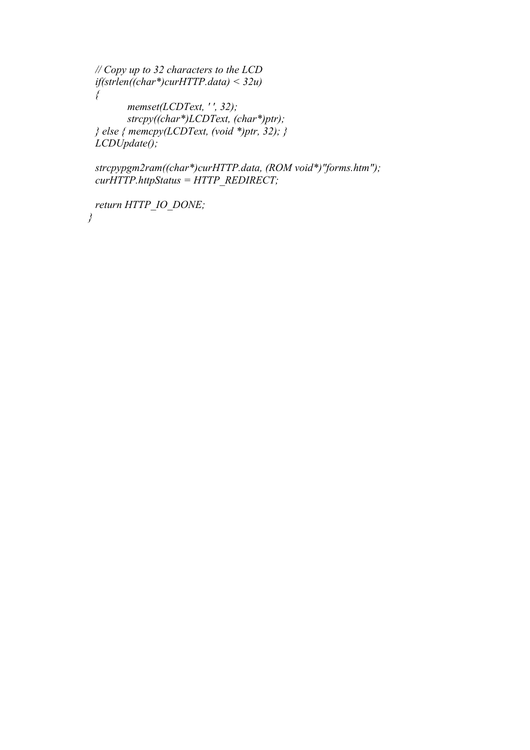```
	// Copy up to 32 characters to the LCD
	if(strlen((char*)curHTTP.data) < 32u)
	{
		memset(LCDText, ' ', 32);
		strcpy((char*)LCDText, (char*)ptr);
	} else { memcpy(LCDText, (void *)ptr, 32); }
	LCDUpdate();

	strcpypgm2ram((char*)curHTTP.data, (ROM void*)"forms.htm");
	curHTTP.httpStatus = HTTP_REDIRECT;

	return HTTP_IO_DONE;
}
```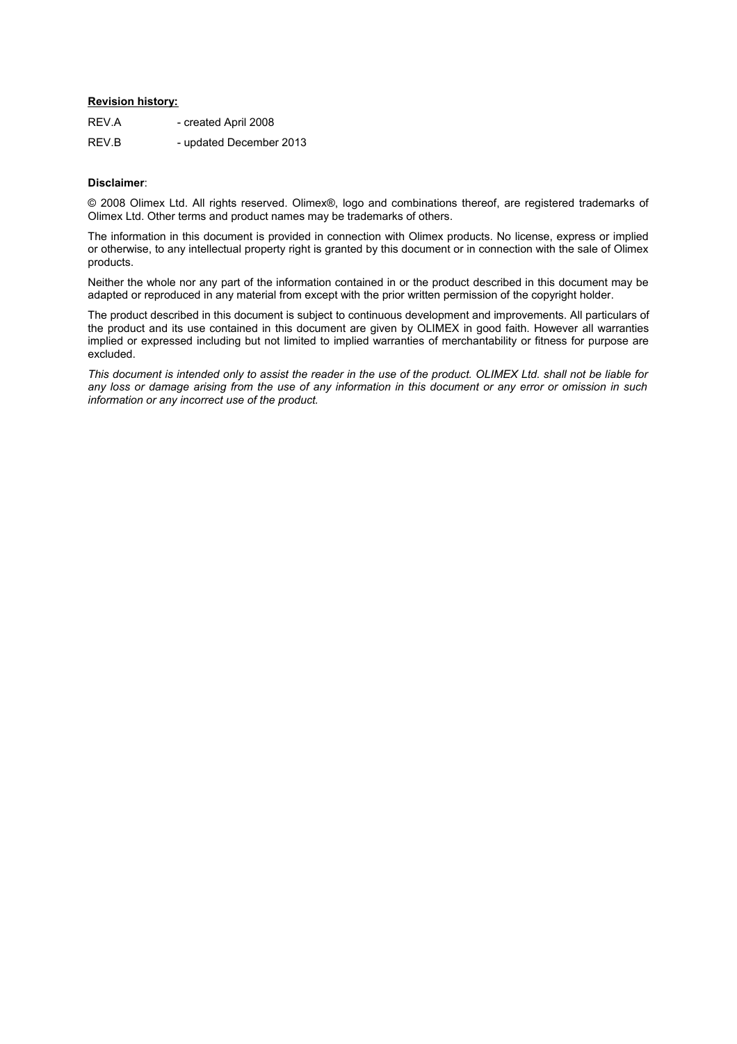**Revision history:**

REV.A - created April 2008

REV.B - updated December 2013

**Disclaimer**:

© 2008 Olimex Ltd. All rights reserved. Olimex®, logo and combinations thereof, are registered trademarks of Olimex Ltd. Other terms and product names may be trademarks of others.

The information in this document is provided in connection with Olimex products. No license, express or implied or otherwise, to any intellectual property right is granted by this document or in connection with the sale of Olimex products.

Neither the whole nor any part of the information contained in or the product described in this document may be adapted or reproduced in any material from except with the prior written permission of the copyright holder.

The product described in this document is subject to continuous development and improvements. All particulars of the product and its use contained in this document are given by OLIMEX in good faith. However all warranties implied or expressed including but not limited to implied warranties of merchantability or fitness for purpose are excluded.

*This document is intended only to assist the reader in the use of the product. OLIMEX Ltd. shall not be liable for any loss or damage arising from the use of any information in this document or any error or omission in such information or any incorrect use of the product.*